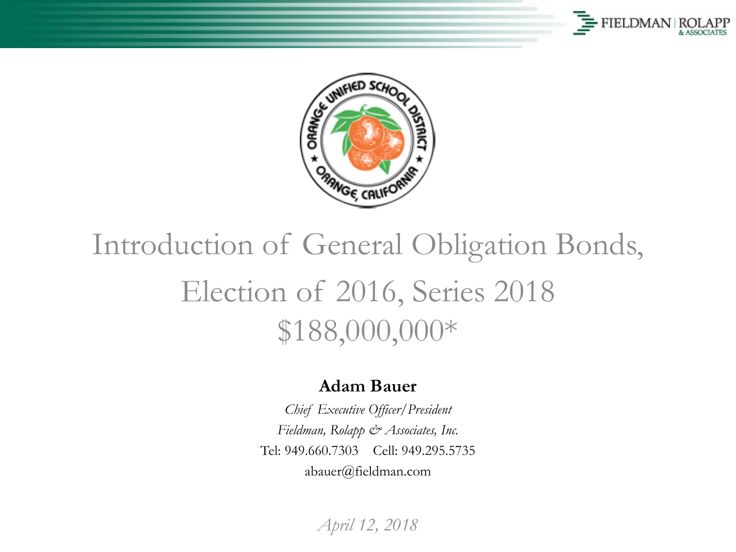# Introduction of General Obligation Bonds, Election of 2016, Series 2018 $188,000,000*

**Adam Bauer**

*Chief Executive Officer/President*

*Fieldman, Rolapp & Associates, Inc.*

Tel: 949.660.7303 Cell: 949.295.5735

abauer@fieldman.com

*April 12, 2018*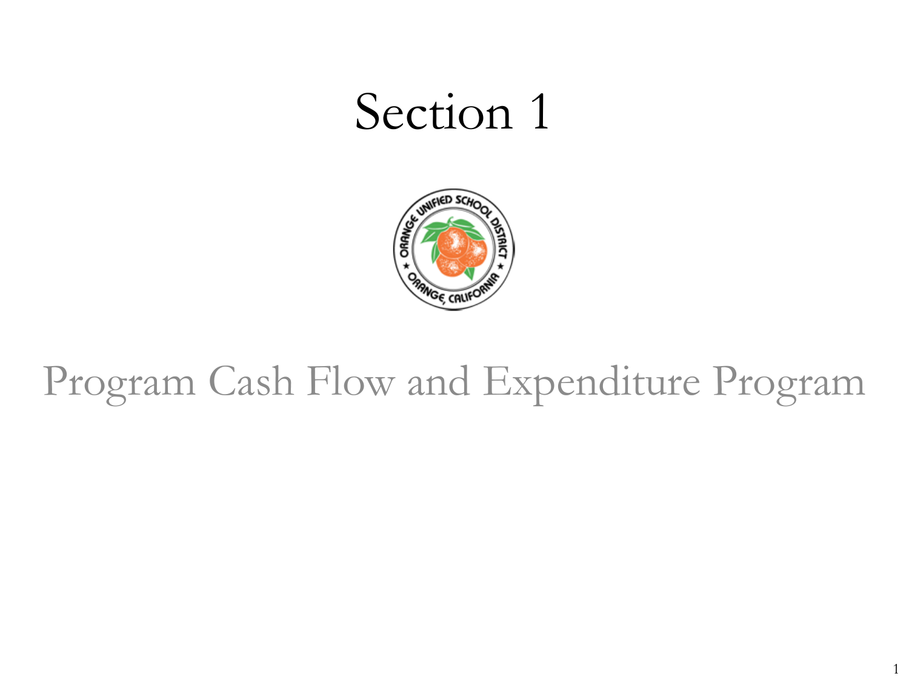# Section 1

## Program Cash Flow and Expenditure Program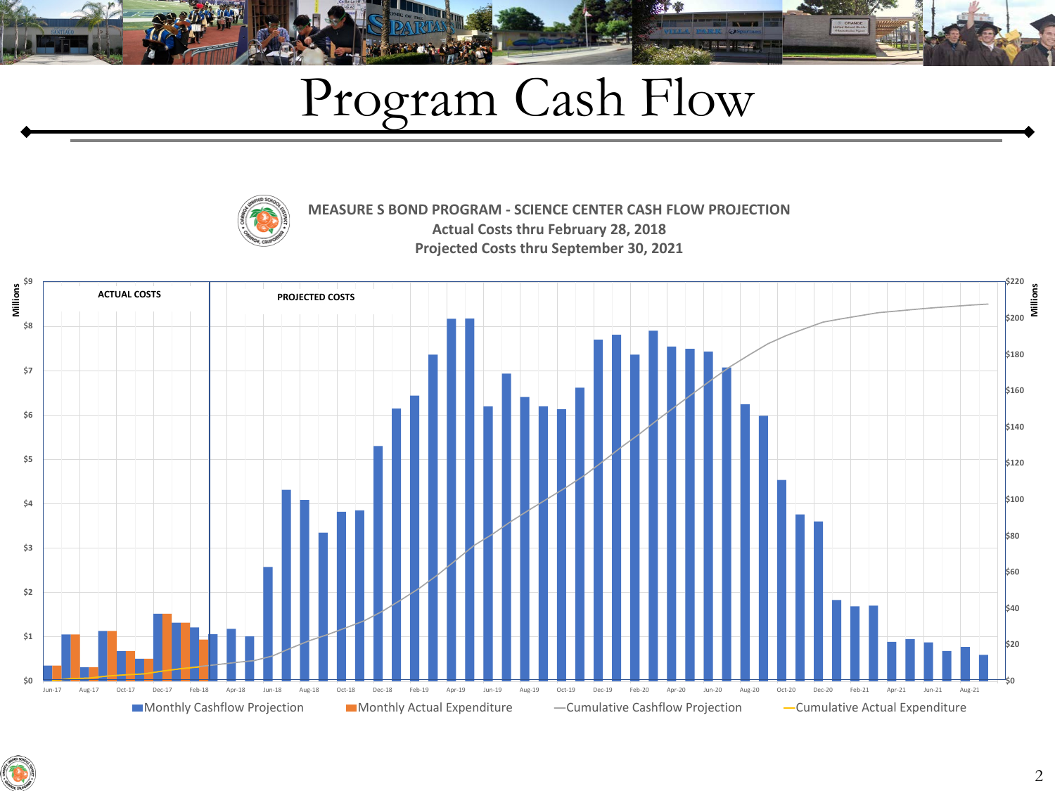# Program Cash Flow

**MEASURE S BOND PROGRAM - SCIENCE CENTER CASH FLOW PROJECTION**

**Actual Costs thru February 28, 2018**

**Projected Costs thru September 30, 2021**

ACTUAL COSTS | PROJECTED COSTS

Millions: $0, $1, $2, $3, $4, $5, $6, $7, $8, $9

Millions: $0, $20, $40, $60, $80, $100, $120, $140, $160, $180, $200, $220

Jun-17, Aug-17, Oct-17, Dec-17, Feb-18, Apr-18, Jun-18, Aug-18, Oct-18, Dec-18, Feb-19, Apr-19, Jun-19, Aug-19, Oct-19, Dec-19, Feb-20, Apr-20, Jun-20, Aug-20, Oct-20, Dec-20, Feb-21, Apr-21, Jun-21, Aug-21

Monthly Cashflow Projection | Monthly Actual Expenditure | Cumulative Cashflow Projection | Cumulative Actual Expenditure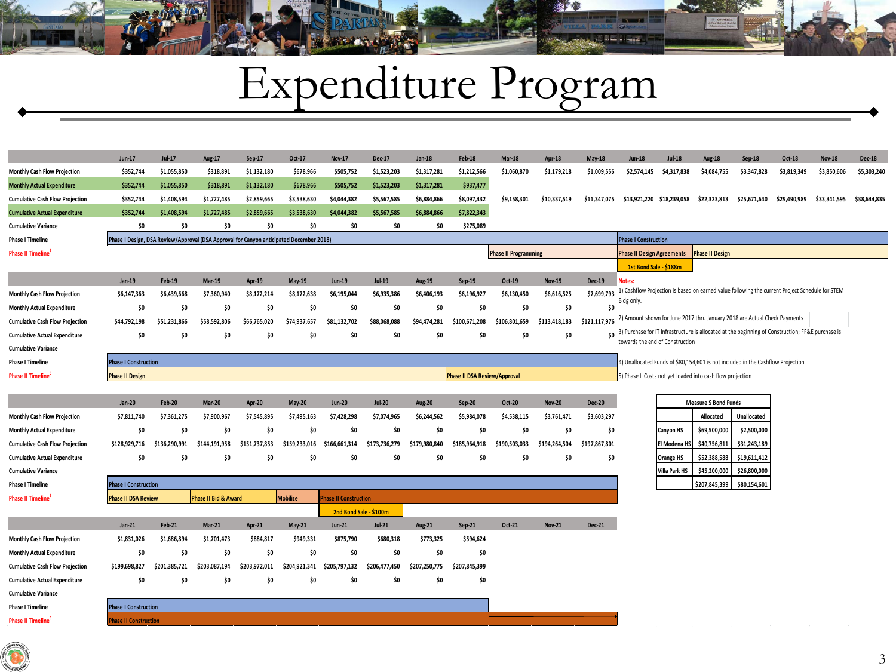# Expenditure Program

| | Jun-17 | Jul-17 | Aug-17 | Sep-17 | Oct-17 | Nov-17 | Dec-17 | Jan-18 | Feb-18 | Mar-18 | Apr-18 | May-18 | Jun-18 | Jul-18 | Aug-18 | Sep-18 | Oct-18 | Nov-18 | Dec-18 |
|---|---|---|---|---|---|---|---|---|---|---|---|---|---|---|---|---|---|---|---|
| Monthly Cash Flow Projection | $352,744 | $1,055,850 | $318,891 | $1,132,180 | $678,966 | $505,752 | $1,523,203 | $1,317,281 | $1,212,566 | $1,060,870 | $1,179,218 | $1,009,556 | $2,574,145 | $4,317,838 | $4,084,755 | $3,347,828 | $3,819,349 | $3,850,606 | $5,303,240 |
| Monthly Actual Expenditure | $352,744 | $1,055,850 | $318,891 | $1,132,180 | $678,966 | $505,752 | $1,523,203 | $1,317,281 | $937,477 | | | | | | | | | | |
| Cumulative Cash Flow Projection | $352,744 | $1,408,594 | $1,727,485 | $2,859,665 | $3,538,630 | $4,044,382 | $5,567,585 | $6,884,866 | $8,097,432 | $9,158,301 | $10,337,519 | $11,347,075 | $13,921,220 | $18,239,058 | $22,323,813 | $25,671,640 | $29,490,989 | $33,341,595 | $38,644,835 |
| Cumulative Actual Expenditure | $352,744 | $1,408,594 | $1,727,485 | $2,859,665 | $3,538,630 | $4,044,382 | $5,567,585 | $6,884,866 | $7,822,343 | | | | | | | | | | |
| Cumulative Variance | $0 | $0 | $0 | $0 | $0 | $0 | $0 | $0 | $275,089 | | | | | | | | | | |
| Phase I Timeline | Phase I Design, DSA Review/Approval (DSA Approval for Canyon anticipated December 2018) | | | | | | | | | | | | Phase I Construction | | | | | | |
| Phase II Timeline[5] | | | | | | | | | | Phase II Programming | | | Phase II Design Agreements | | Phase II Design | | | | |
| | | | | | | | | | | | | | 1st Bond Sale - $188m | | | | | | |

| | Jan-19 | Feb-19 | Mar-19 | Apr-19 | May-19 | Jun-19 | Jul-19 | Aug-19 | Sep-19 | Oct-19 | Nov-19 | Dec-19 |
|---|---|---|---|---|---|---|---|---|---|---|---|---|
| Monthly Cash Flow Projection | $6,147,363 | $6,439,668 | $7,360,940 | $8,172,214 | $8,172,638 | $6,195,044 | $6,935,386 | $6,406,193 | $6,196,927 | $6,130,450 | $6,616,525 | $7,699,793 |
| Monthly Actual Expenditure | $0 | $0 | $0 | $0 | $0 | $0 | $0 | $0 | $0 | $0 | $0 | $0 |
| Cumulative Cash Flow Projection | $44,792,198 | $51,231,866 | $58,592,806 | $66,765,020 | $74,937,657 | $81,132,702 | $88,068,088 | $94,474,281 | $100,671,208 | $106,801,659 | $113,418,183 | $121,117,976 |
| Cumulative Actual Expenditure | $0 | $0 | $0 | $0 | $0 | $0 | $0 | $0 | $0 | $0 | $0 | $0 |
| Cumulative Variance | | | | | | | | | | | | |
| Phase I Timeline | Phase I Construction | | | | | | | | | | | |
| Phase II Timeline[5] | Phase II Design | | | | | | | | Phase II DSA Review/Approval | | | |

**Notes:**

1) Cashflow Projection is based on earned value following the current Project Schedule for STEM Bldg only.
2) Amount shown for June 2017 thru January 2018 are Actual Check Payments
3) Purchase for IT Infrastructure is allocated at the beginning of Construction; FF&E purchase is towards the end of Construction
4) Unallocated Funds of $80,154,601 is not included in the Cashflow Projection
5) Phase II Costs not yet loaded into cash flow projection

| | Jan-20 | Feb-20 | Mar-20 | Apr-20 | May-20 | Jun-20 | Jul-20 | Aug-20 | Sep-20 | Oct-20 | Nov-20 | Dec-20 |
|---|---|---|---|---|---|---|---|---|---|---|---|---|
| Monthly Cash Flow Projection | $7,811,740 | $7,361,275 | $7,900,967 | $7,545,895 | $7,495,163 | $7,428,298 | $7,074,965 | $6,244,562 | $5,984,078 | $4,538,115 | $3,761,471 | $3,603,297 |
| Monthly Actual Expenditure | $0 | $0 | $0 | $0 | $0 | $0 | $0 | $0 | $0 | $0 | $0 | $0 |
| Cumulative Cash Flow Projection | $128,929,716 | $136,290,991 | $144,191,958 | $151,737,853 | $159,233,016 | $166,661,314 | $173,736,279 | $179,980,840 | $185,964,918 | $190,503,033 | $194,264,504 | $197,867,801 |
| Cumulative Actual Expenditure | $0 | $0 | $0 | $0 | $0 | $0 | $0 | $0 | $0 | $0 | $0 | $0 |
| Cumulative Variance | | | | | | | | | | | | |
| Phase I Timeline | Phase I Construction | | | | | | | | | | | |
| Phase II Timeline[5] | Phase II DSA Review | | Phase II Bid & Award | | Mobilize | Phase II Construction | | | | | | |
| | | | | | | 2nd Bond Sale - $100m | | | | | | |

| Measure S Bond Funds | Allocated | Unallocated |
|---|---|---|
| Canyon HS | $69,500,000 | $2,500,000 |
| El Modena HS | $40,756,811 | $31,243,189 |
| Orange HS | $52,388,588 | $19,611,412 |
| Villa Park HS | $45,200,000 | $26,800,000 |
| | $207,845,399 | $80,154,601 |

| | Jan-21 | Feb-21 | Mar-21 | Apr-21 | May-21 | Jun-21 | Jul-21 | Aug-21 | Sep-21 | Oct-21 | Nov-21 | Dec-21 |
|---|---|---|---|---|---|---|---|---|---|---|---|---|
| Monthly Cash Flow Projection | $1,831,026 | $1,686,894 | $1,701,473 | $884,817 | $949,331 | $875,790 | $680,318 | $773,325 | $594,624 | | | |
| Monthly Actual Expenditure | $0 | $0 | $0 | $0 | $0 | $0 | $0 | $0 | $0 | | | |
| Cumulative Cash Flow Projection | $199,698,827 | $201,385,721 | $203,087,194 | $203,972,011 | $204,921,341 | $205,797,132 | $206,477,450 | $207,250,775 | $207,845,399 | | | |
| Cumulative Actual Expenditure | $0 | $0 | $0 | $0 | $0 | $0 | $0 | $0 | $0 | | | |
| Cumulative Variance | | | | | | | | | | | | |
| Phase I Timeline | Phase I Construction | | | | | | | | | | | |
| Phase II Timeline[5] | Phase II Construction | | | | | | | | | | | |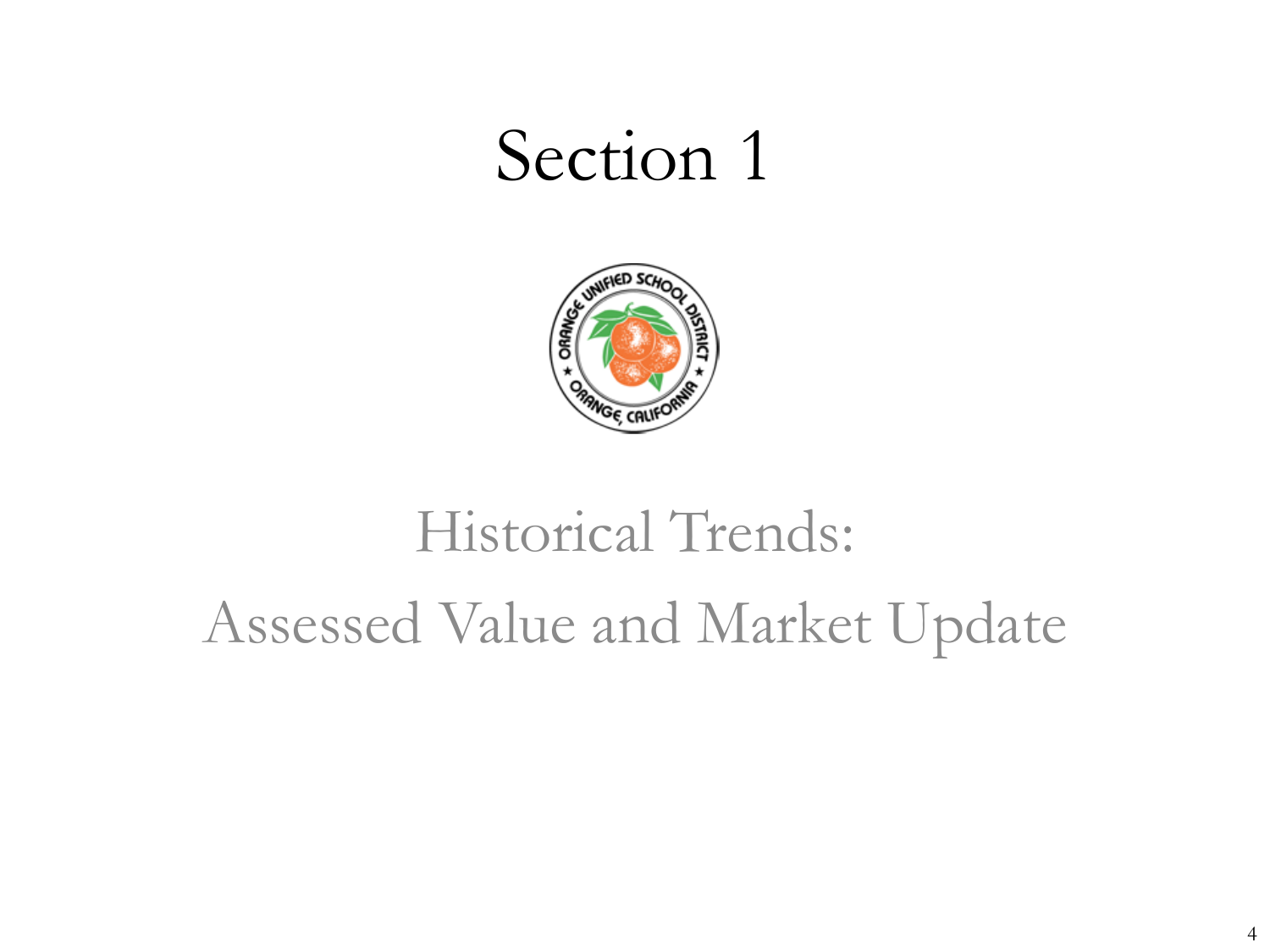# Section 1

## Historical Trends:

## Assessed Value and Market Update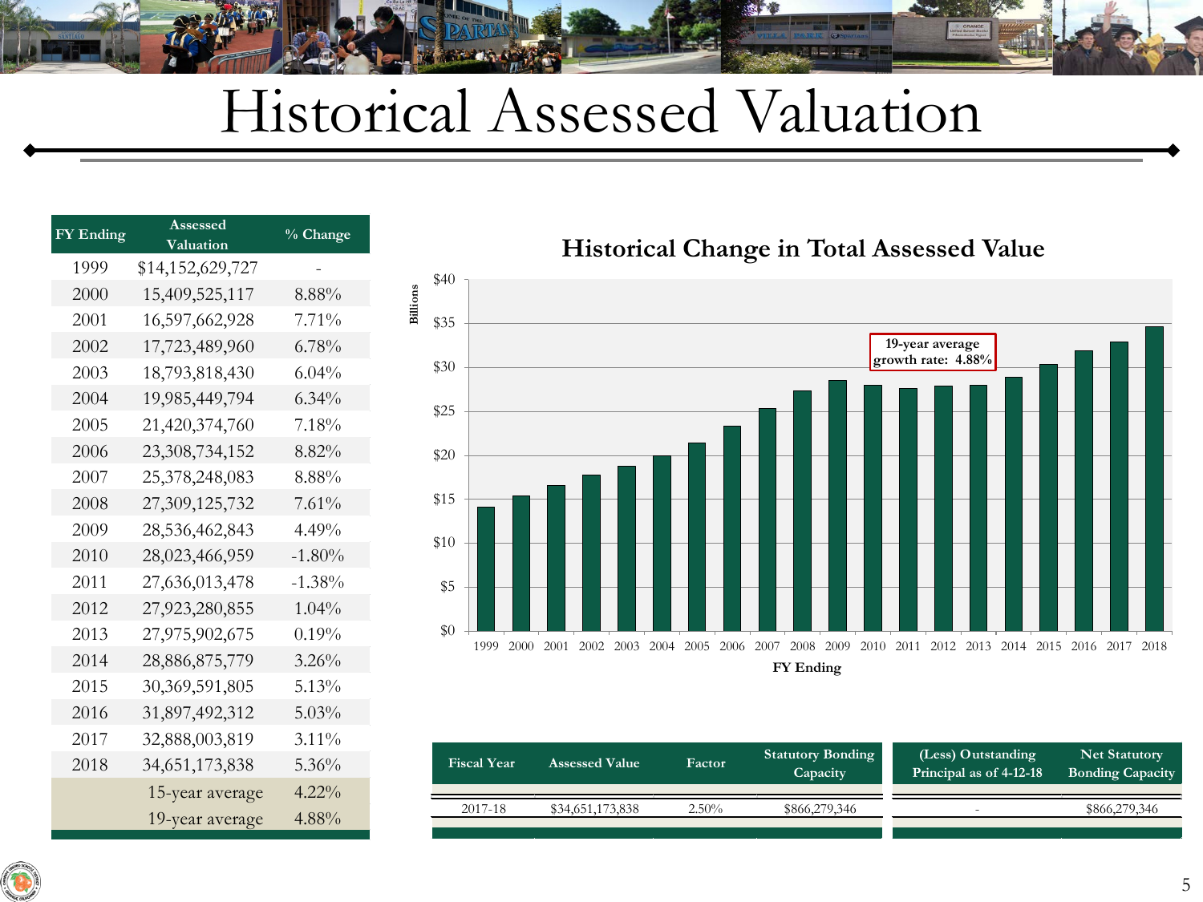# Historical Assessed Valuation

| FY Ending | Assessed Valuation | % Change |
|---|---|---|
| 1999 | $14,152,629,727 | - |
| 2000 | 15,409,525,117 | 8.88% |
| 2001 | 16,597,662,928 | 7.71% |
| 2002 | 17,723,489,960 | 6.78% |
| 2003 | 18,793,818,430 | 6.04% |
| 2004 | 19,985,449,794 | 6.34% |
| 2005 | 21,420,374,760 | 7.18% |
| 2006 | 23,308,734,152 | 8.82% |
| 2007 | 25,378,248,083 | 8.88% |
| 2008 | 27,309,125,732 | 7.61% |
| 2009 | 28,536,462,843 | 4.49% |
| 2010 | 28,023,466,959 | -1.80% |
| 2011 | 27,636,013,478 | -1.38% |
| 2012 | 27,923,280,855 | 1.04% |
| 2013 | 27,975,902,675 | 0.19% |
| 2014 | 28,886,875,779 | 3.26% |
| 2015 | 30,369,591,805 | 5.13% |
| 2016 | 31,897,492,312 | 5.03% |
| 2017 | 32,888,003,819 | 3.11% |
| 2018 | 34,651,173,838 | 5.36% |
| | 15-year average | 4.22% |
| | 19-year average | 4.88% |

## Historical Change in Total Assessed Value

19-year average growth rate: 4.88%

| Fiscal Year | Assessed Value | Factor | Statutory Bonding Capacity | (Less) Outstanding Principal as of 4-12-18 | Net Statutory Bonding Capacity |
|---|---|---|---|---|---|
| 2017-18 | $34,651,173,838 | 2.50% | $866,279,346 | - | $866,279,346 |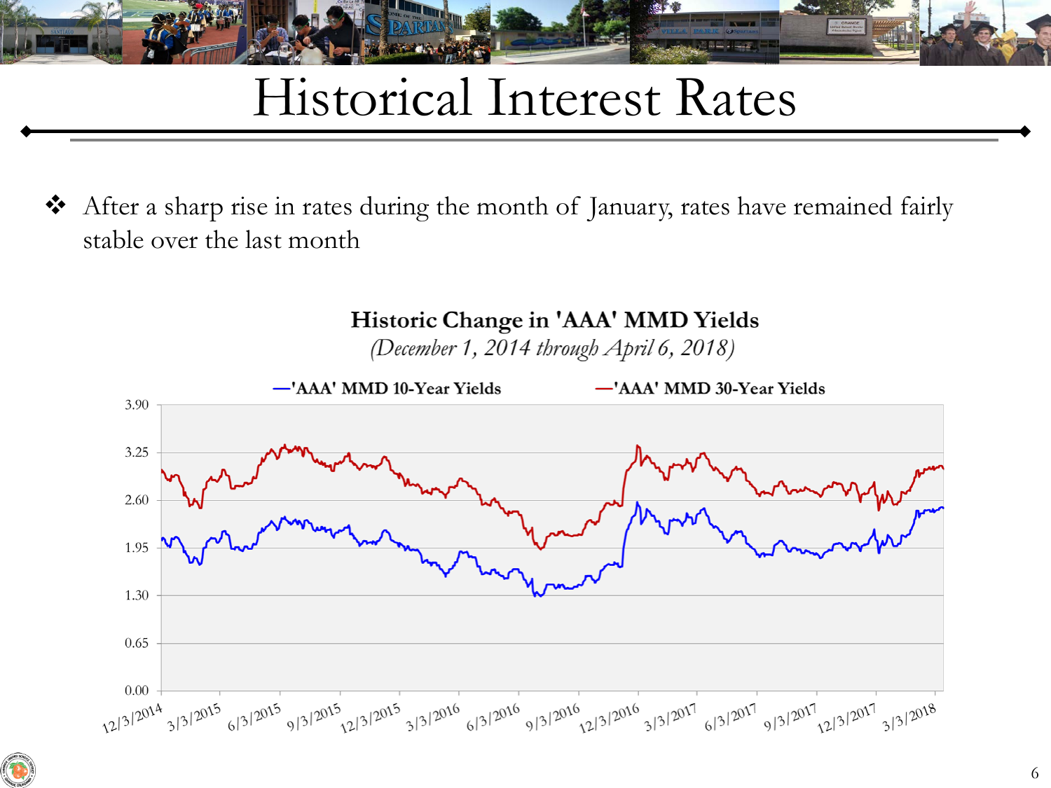# Historical Interest Rates

- After a sharp rise in rates during the month of January, rates have remained fairly stable over the last month

**Historic Change in 'AAA' MMD Yields**

*(December 1, 2014 through April 6, 2018)*

—'AAA' MMD 10-Year Yields —'AAA' MMD 30-Year Yields

3.90
3.25
2.60
1.95
1.30
0.65
0.00

12/3/2014 3/3/2015 6/3/2015 9/3/2015 12/3/2015 3/3/2016 6/3/2016 9/3/2016 12/3/2016 3/3/2017 6/3/2017 9/3/2017 12/3/2017 3/3/2018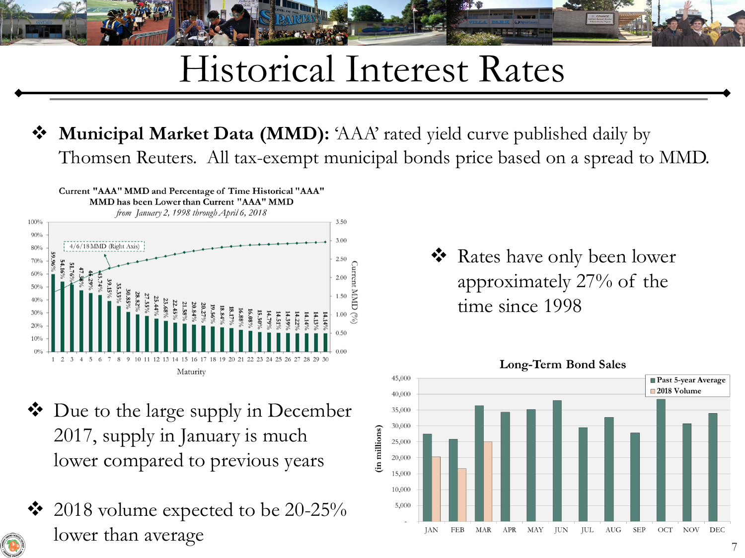# Historical Interest Rates

- **Municipal Market Data (MMD):** 'AAA' rated yield curve published daily by Thomsen Reuters. All tax-exempt municipal bonds price based on a spread to MMD.

**Current "AAA" MMD and Percentage of Time Historical "AAA" MMD has been Lower than Current "AAA" MMD**

*from January 2, 1998 through April 6, 2018*

| Maturity | 1 | 2 | 3 | 4 | 5 | 6 | 7 | 8 | 9 | 10 | 11 | 12 | 13 | 14 | 15 | 16 | 17 | 18 | 19 | 20 | 21 | 22 | 23 | 24 | 25 | 26 | 27 | 28 | 29 | 30 |
|---|---|---|---|---|---|---|---|---|---|---|---|---|---|---|---|---|---|---|---|---|---|---|---|---|---|---|---|---|---|---|
| % of Time Lower | 59.96% | 54.16% | 51.76% | 47.38% | 45.29% | 43.74% | 39.15% | 35.33% | 30.85% | 28.82% | 27.55% | 25.44% | 23.68% | 22.45% | 21.58% | 20.84% | 20.27% | 19.56% | 18.84% | 18.17% | 16.88% | 16.08% | 15.30% | 14.79% | 14.51% | 14.39% | 14.22% | 14.14% | 14.13% | 14.14% |

4/6/18 MMD (Right Axis) — Current MMD (%)

- Rates have only been lower approximately 27% of the time since 1998

- Due to the large supply in December 2017, supply in January is much lower compared to previous years

- 2018 volume expected to be 20-25% lower than average

**Long-Term Bond Sales** (in millions)

| Month | Past 5-year Average | 2018 Volume |
|---|---|---|
| JAN | ~27,500 | ~20,500 |
| FEB | ~26,000 | ~16,700 |
| MAR | ~36,500 | ~25,000 |
| APR | ~34,500 | |
| MAY | ~35,200 | |
| JUN | ~38,000 | |
| JUL | ~29,500 | |
| AUG | ~32,800 | |
| SEP | ~27,900 | |
| OCT | ~38,500 | |
| NOV | ~30,800 | |
| DEC | ~34,000 | |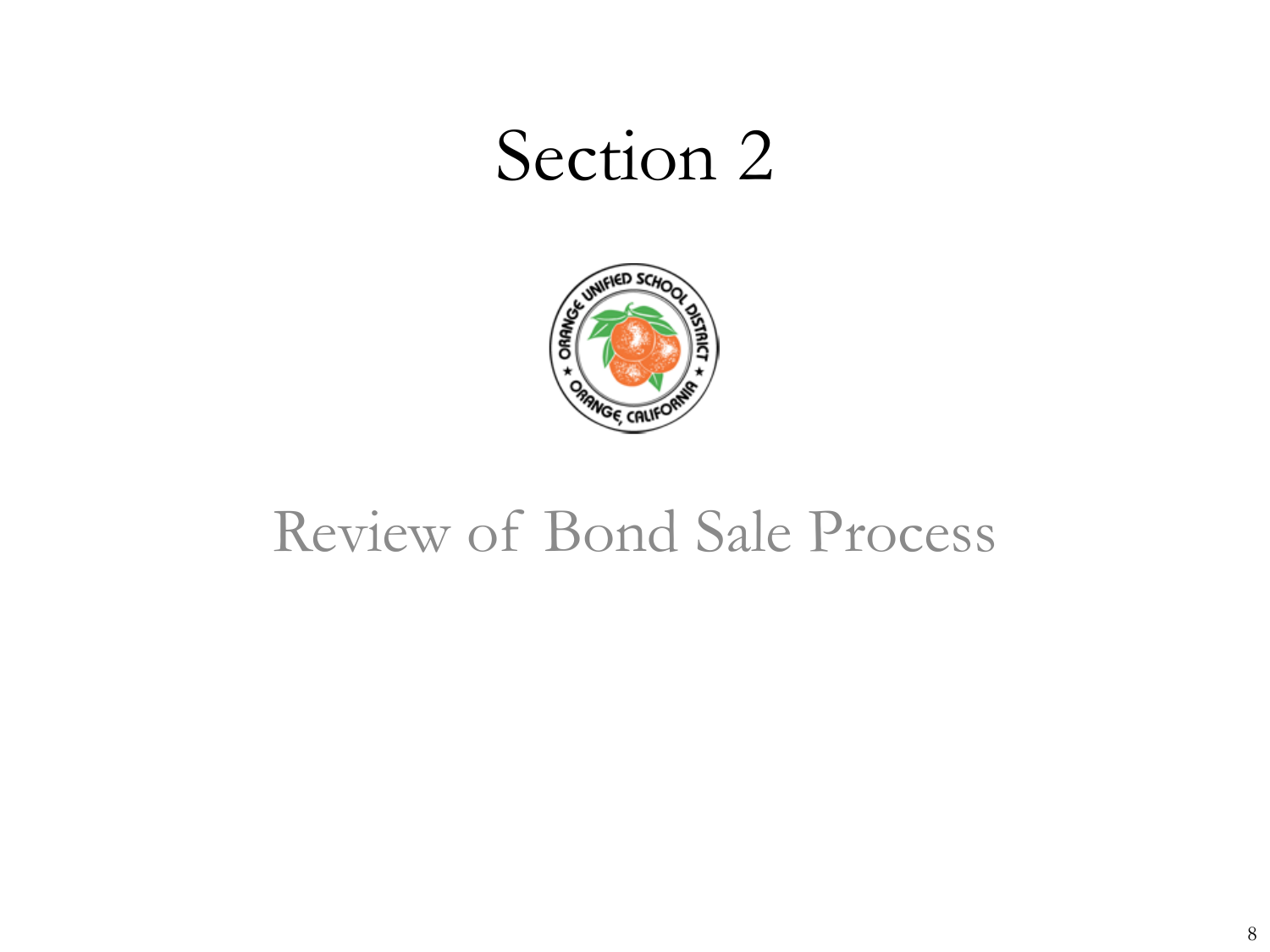# Section 2

## Review of Bond Sale Process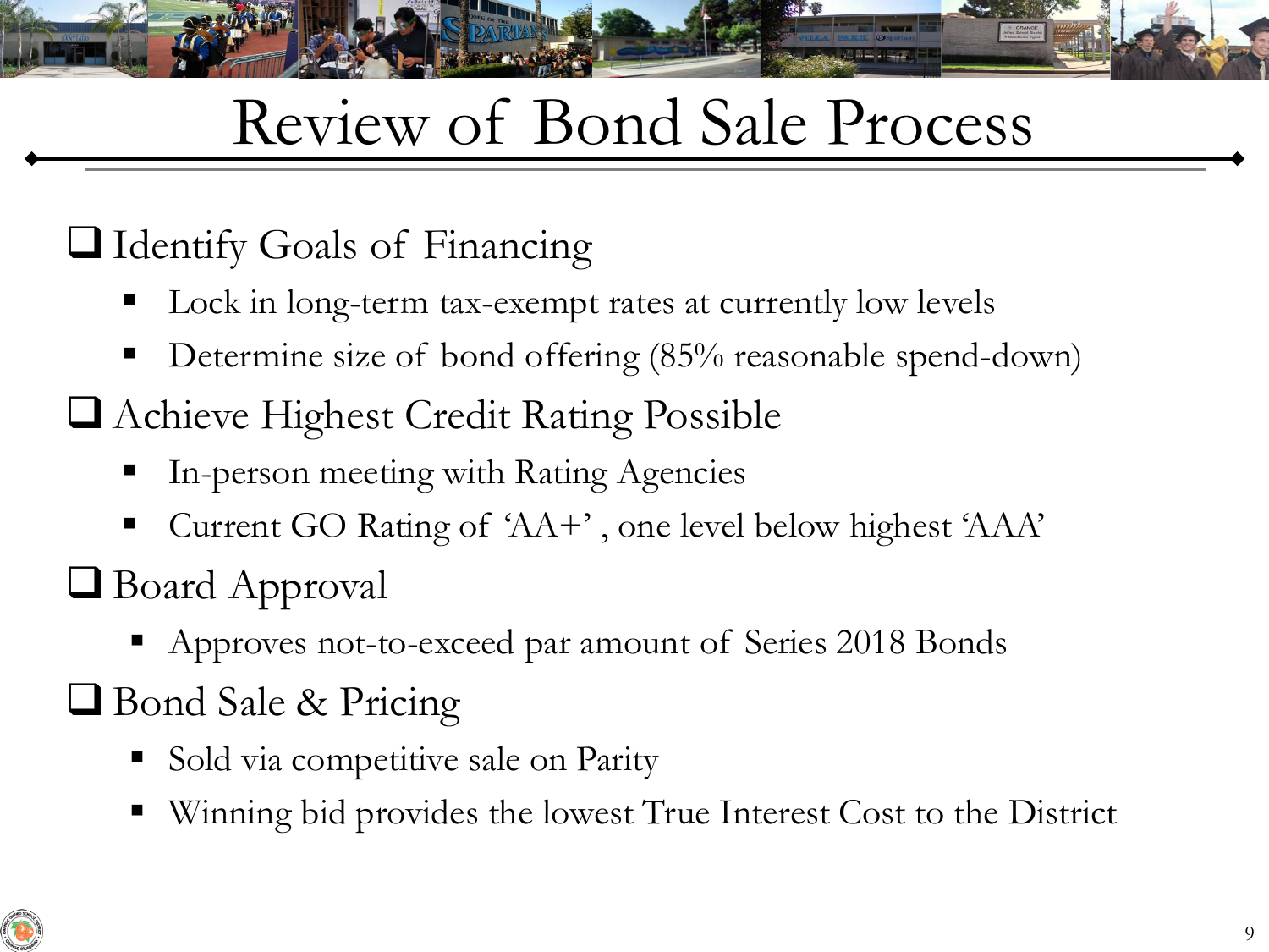# Review of Bond Sale Process

- ❑ Identify Goals of Financing
  - Lock in long-term tax-exempt rates at currently low levels
  - Determine size of bond offering (85% reasonable spend-down)
- ❑ Achieve Highest Credit Rating Possible
  - In-person meeting with Rating Agencies
  - Current GO Rating of 'AA+' , one level below highest 'AAA'
- ❑ Board Approval
  - Approves not-to-exceed par amount of Series 2018 Bonds
- ❑ Bond Sale & Pricing
  - Sold via competitive sale on Parity
  - Winning bid provides the lowest True Interest Cost to the District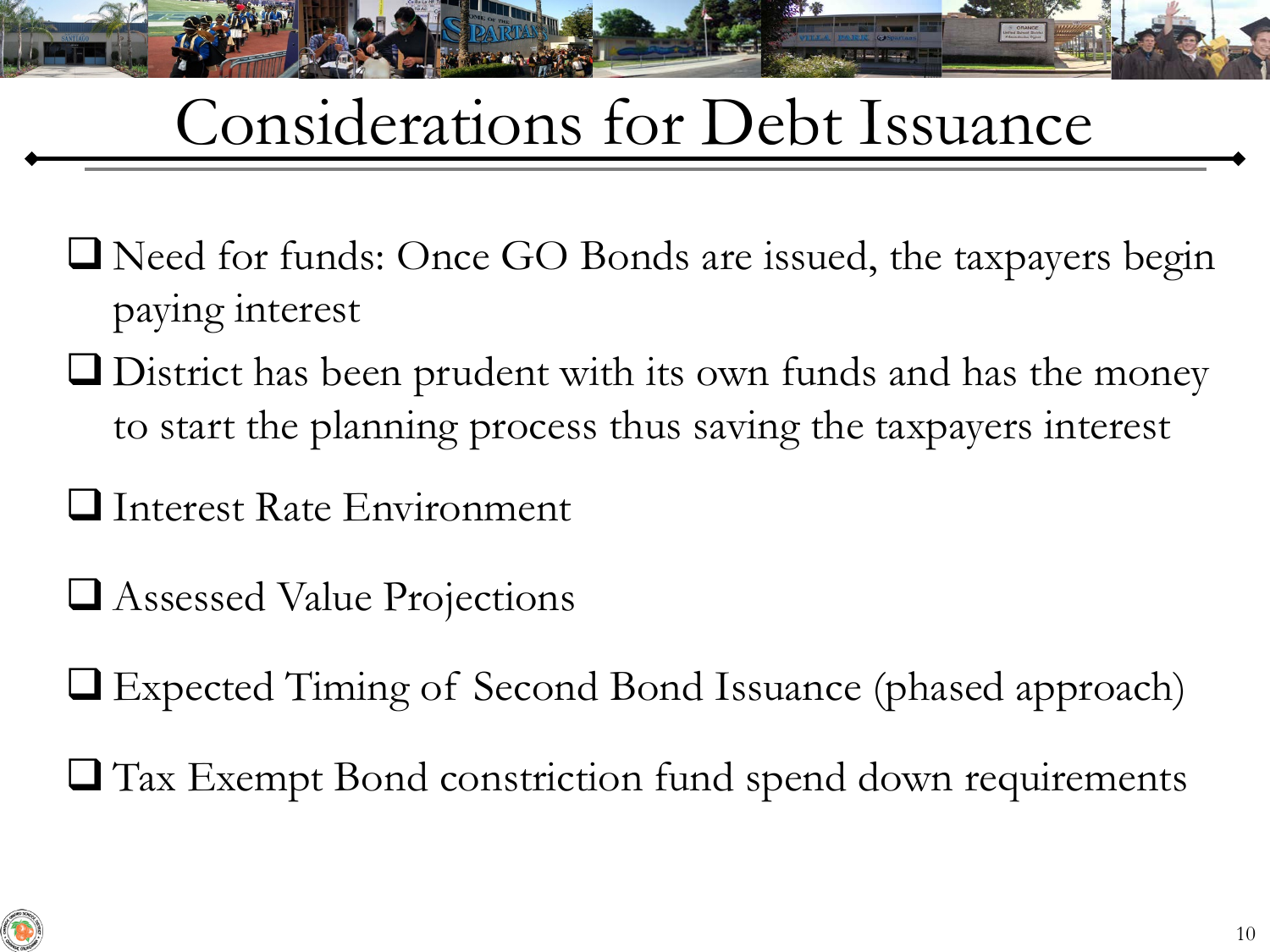# Considerations for Debt Issuance

- Need for funds: Once GO Bonds are issued, the taxpayers begin paying interest
- District has been prudent with its own funds and has the money to start the planning process thus saving the taxpayers interest
- Interest Rate Environment
- Assessed Value Projections
- Expected Timing of Second Bond Issuance (phased approach)
- Tax Exempt Bond constriction fund spend down requirements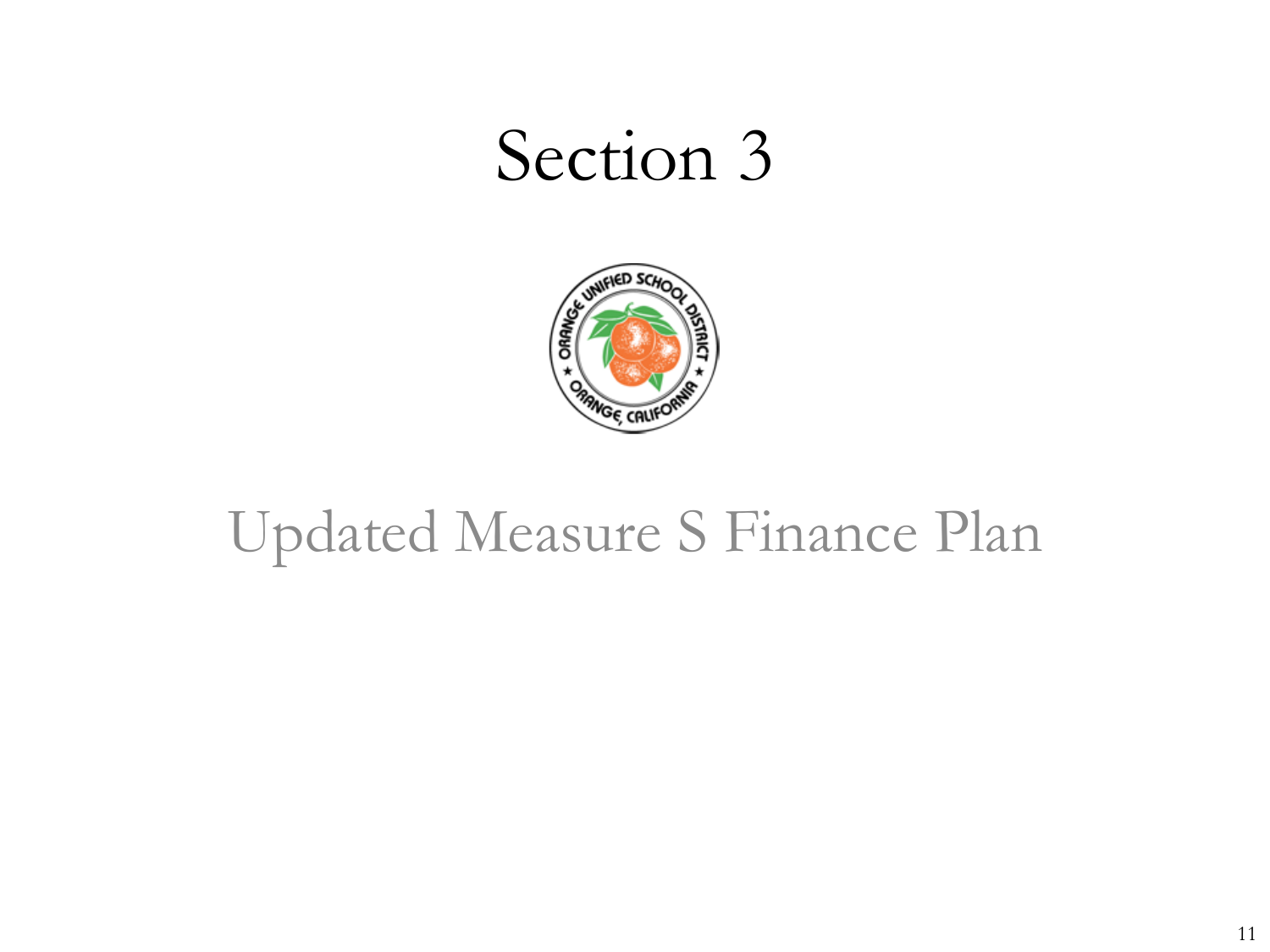# Section 3

## Updated Measure S Finance Plan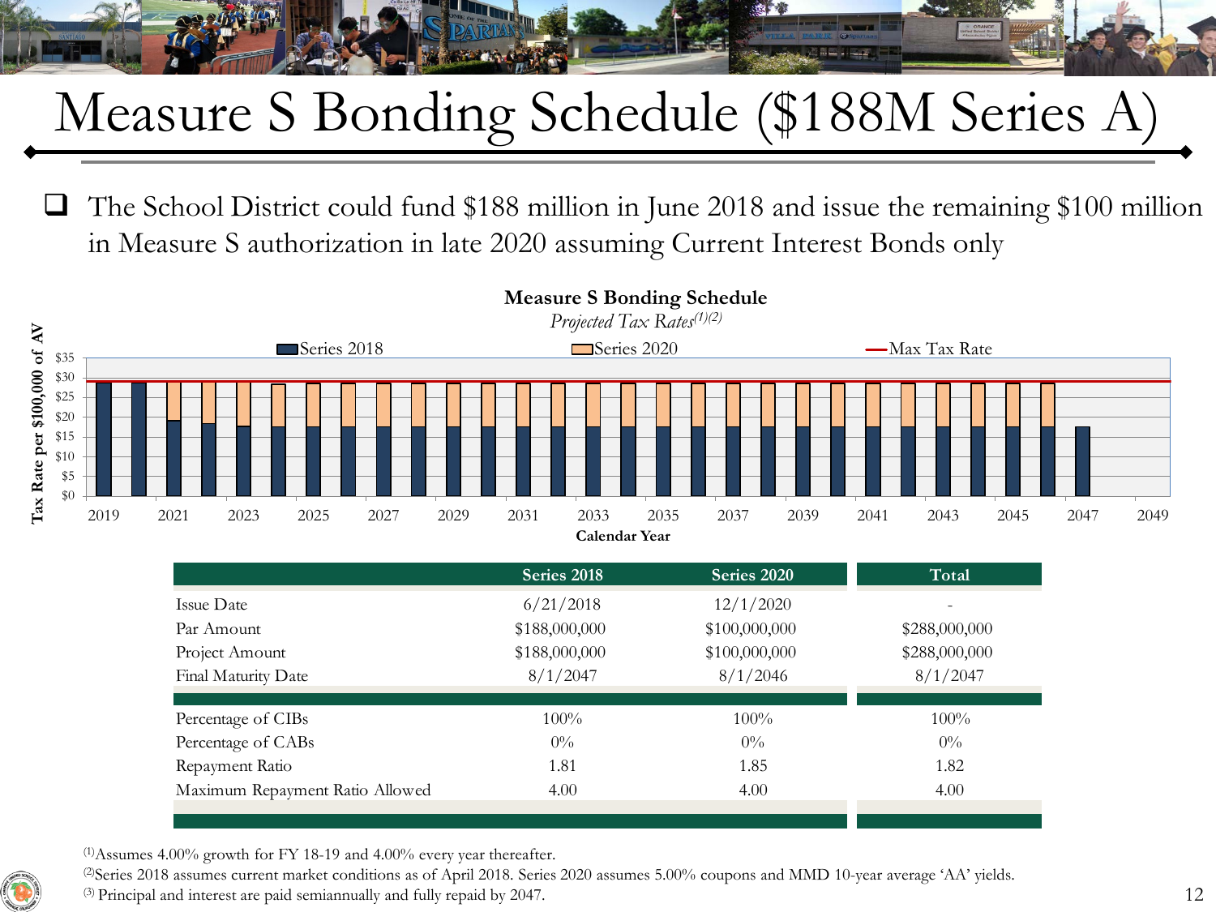# Measure S Bonding Schedule ($188M Series A)

- The School District could fund $188 million in June 2018 and issue the remaining $100 million in Measure S authorization in late 2020 assuming Current Interest Bonds only

**Measure S Bonding Schedule**

*Projected Tax Rates*[(1)(2)]

| | Series 2018 | Series 2020 | Total |
|---|---|---|---|
| Issue Date | 6/21/2018 | 12/1/2020 | - |
| Par Amount | $188,000,000 | $100,000,000 | $288,000,000 |
| Project Amount | $188,000,000 | $100,000,000 | $288,000,000 |
| Final Maturity Date | 8/1/2047 | 8/1/2046 | 8/1/2047 |
| Percentage of CIBs | 100% | 100% | 100% |
| Percentage of CABs | 0% | 0% | 0% |
| Repayment Ratio | 1.81 | 1.85 | 1.82 |
| Maximum Repayment Ratio Allowed | 4.00 | 4.00 | 4.00 |

[(1)]Assumes 4.00% growth for FY 18-19 and 4.00% every year thereafter.

[(2)]Series 2018 assumes current market conditions as of April 2018. Series 2020 assumes 5.00% coupons and MMD 10-year average 'AA' yields.

[(3)] Principal and interest are paid semiannually and fully repaid by 2047.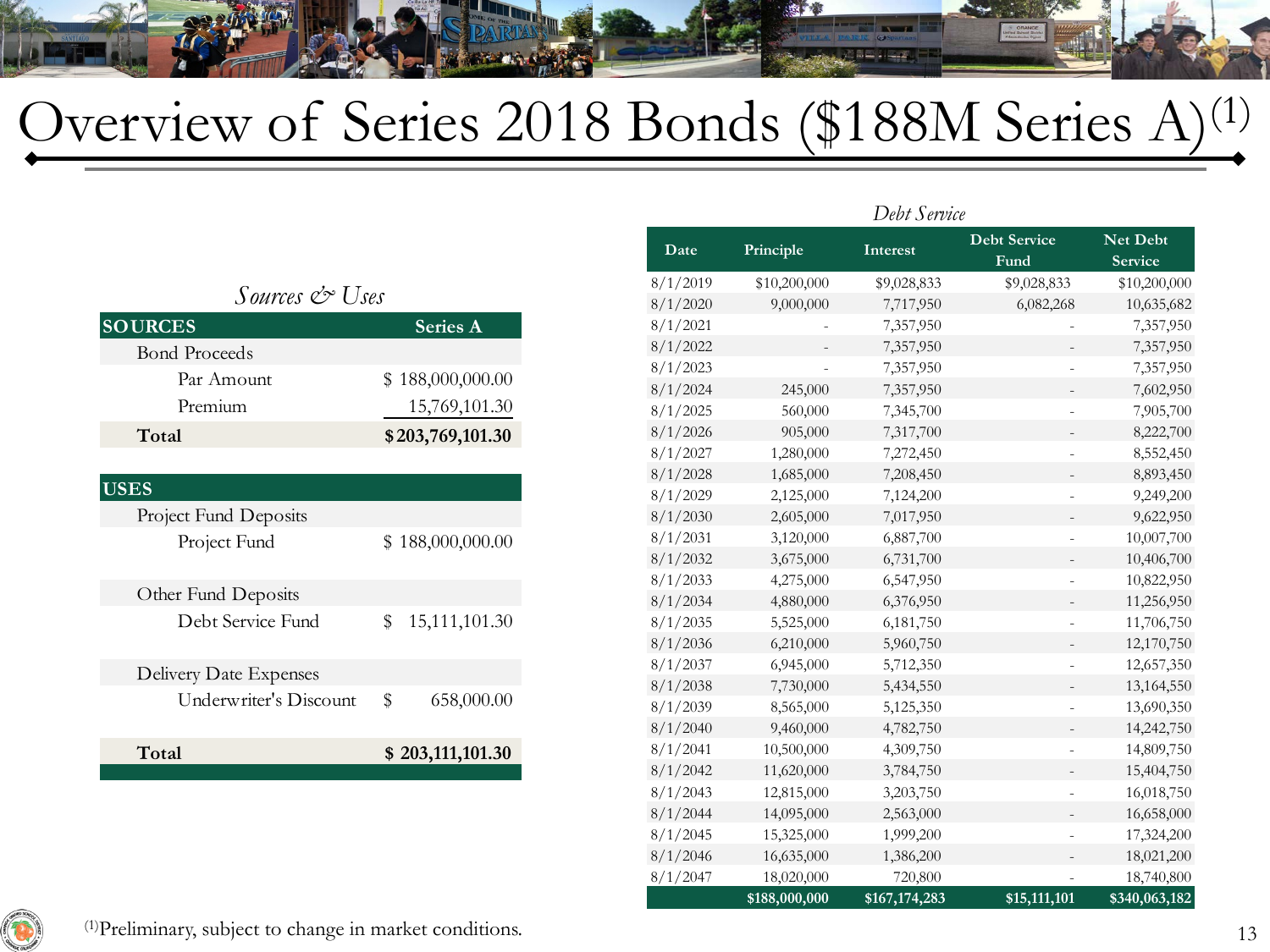# Overview of Series 2018 Bonds ($188M Series A)[1]

*Sources & Uses*

| SOURCES | Series A |
|---|---|
| Bond Proceeds | |
| Par Amount | $ 188,000,000.00 |
| Premium | 15,769,101.30 |
| **Total** | **$ 203,769,101.30** |

| USES | |
|---|---|
| Project Fund Deposits | |
| Project Fund | $ 188,000,000.00 |
| Other Fund Deposits | |
| Debt Service Fund | $ 15,111,101.30 |
| Delivery Date Expenses | |
| Underwriter's Discount | $ 658,000.00 |
| **Total** | **$ 203,111,101.30** |

*Debt Service*

| Date | Principle | Interest | Debt Service Fund | Net Debt Service |
|---|---|---|---|---|
| 8/1/2019 | $10,200,000 | $9,028,833 | $9,028,833 | $10,200,000 |
| 8/1/2020 | 9,000,000 | 7,717,950 | 6,082,268 | 10,635,682 |
| 8/1/2021 | - | 7,357,950 | - | 7,357,950 |
| 8/1/2022 | - | 7,357,950 | - | 7,357,950 |
| 8/1/2023 | - | 7,357,950 | - | 7,357,950 |
| 8/1/2024 | 245,000 | 7,357,950 | - | 7,602,950 |
| 8/1/2025 | 560,000 | 7,345,700 | - | 7,905,700 |
| 8/1/2026 | 905,000 | 7,317,700 | - | 8,222,700 |
| 8/1/2027 | 1,280,000 | 7,272,450 | - | 8,552,450 |
| 8/1/2028 | 1,685,000 | 7,208,450 | - | 8,893,450 |
| 8/1/2029 | 2,125,000 | 7,124,200 | - | 9,249,200 |
| 8/1/2030 | 2,605,000 | 7,017,950 | - | 9,622,950 |
| 8/1/2031 | 3,120,000 | 6,887,700 | - | 10,007,700 |
| 8/1/2032 | 3,675,000 | 6,731,700 | - | 10,406,700 |
| 8/1/2033 | 4,275,000 | 6,547,950 | - | 10,822,950 |
| 8/1/2034 | 4,880,000 | 6,376,950 | - | 11,256,950 |
| 8/1/2035 | 5,525,000 | 6,181,750 | - | 11,706,750 |
| 8/1/2036 | 6,210,000 | 5,960,750 | - | 12,170,750 |
| 8/1/2037 | 6,945,000 | 5,712,350 | - | 12,657,350 |
| 8/1/2038 | 7,730,000 | 5,434,550 | - | 13,164,550 |
| 8/1/2039 | 8,565,000 | 5,125,350 | - | 13,690,350 |
| 8/1/2040 | 9,460,000 | 4,782,750 | - | 14,242,750 |
| 8/1/2041 | 10,500,000 | 4,309,750 | - | 14,809,750 |
| 8/1/2042 | 11,620,000 | 3,784,750 | - | 15,404,750 |
| 8/1/2043 | 12,815,000 | 3,203,750 | - | 16,018,750 |
| 8/1/2044 | 14,095,000 | 2,563,000 | - | 16,658,000 |
| 8/1/2045 | 15,325,000 | 1,999,200 | - | 17,324,200 |
| 8/1/2046 | 16,635,000 | 1,386,200 | - | 18,021,200 |
| 8/1/2047 | 18,020,000 | 720,800 | - | 18,740,800 |
| | **$188,000,000** | **$167,174,283** | **$15,111,101** | **$340,063,182** |

[1] Preliminary, subject to change in market conditions.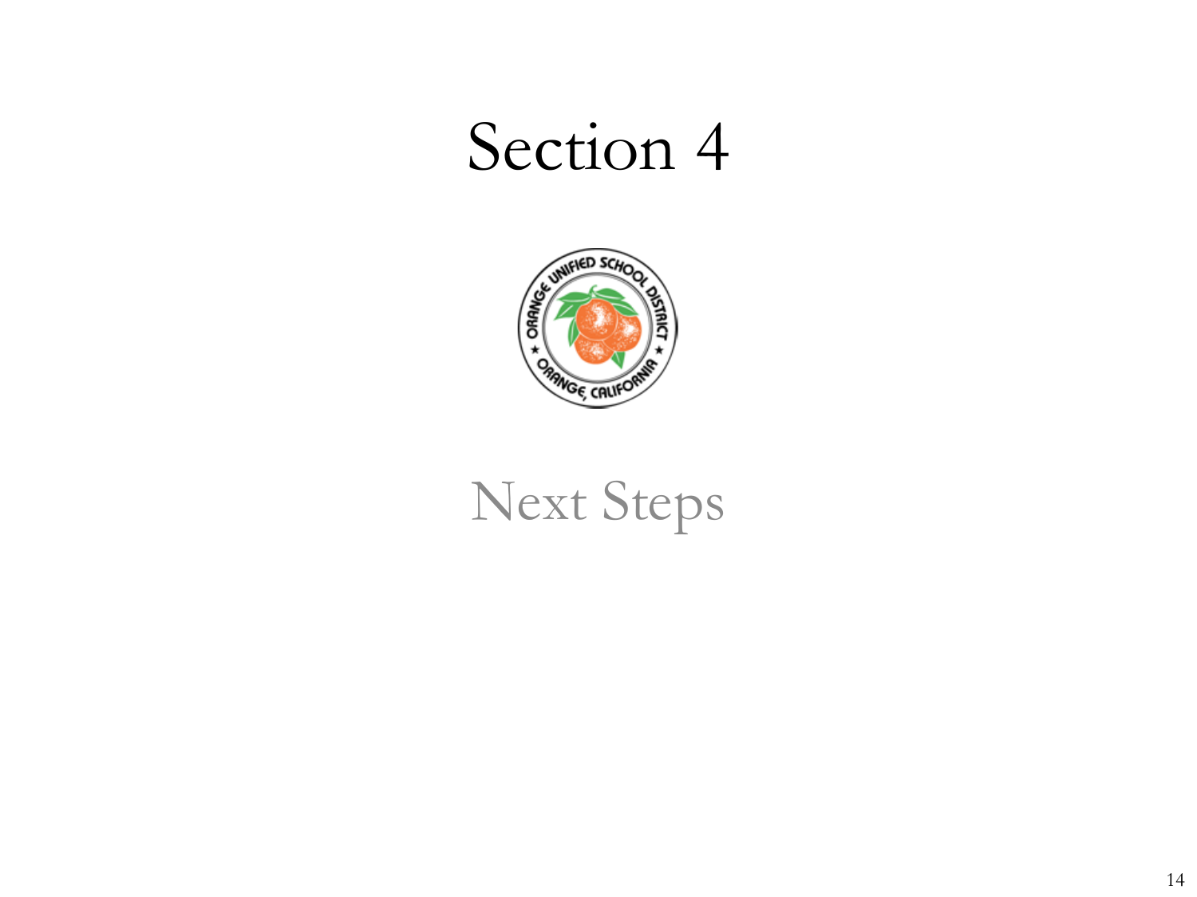# Section 4

## Next Steps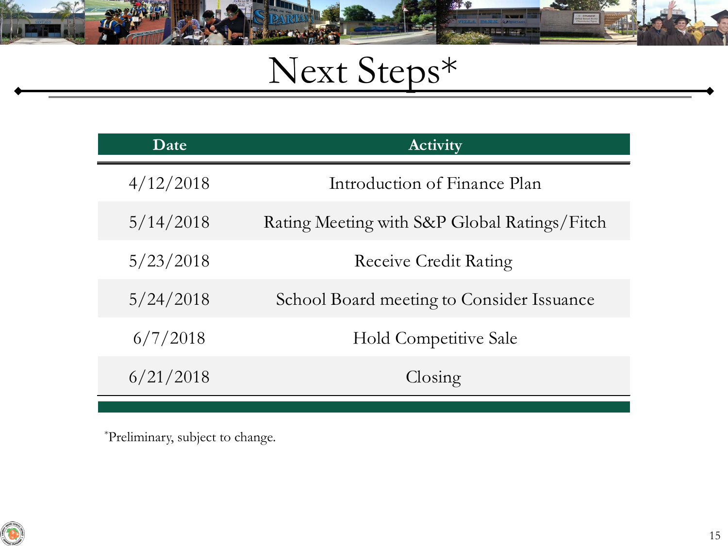# Next Steps*

| Date | Activity |
| --- | --- |
| 4/12/2018 | Introduction of Finance Plan |
| 5/14/2018 | Rating Meeting with S&P Global Ratings/Fitch |
| 5/23/2018 | Receive Credit Rating |
| 5/24/2018 | School Board meeting to Consider Issuance |
| 6/7/2018 | Hold Competitive Sale |
| 6/21/2018 | Closing |

*Preliminary, subject to change.